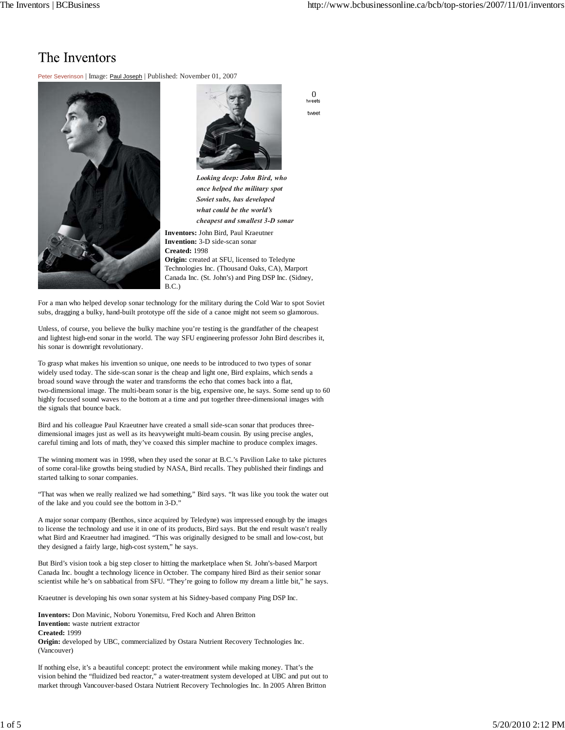# The Inventors

Peter Severinson | Image: Paul Joseph | Published: November 01, 2007

0 tweets

tweet

***Looking deep: John Bird, who once helped the military spot Soviet subs, has developed what could be the world's cheapest and smallest 3-D sonar***

**Inventors:** John Bird, Paul Kraeutner
**Invention:** 3-D side-scan sonar
**Created:** 1998
**Origin:** created at SFU, licensed to Teledyne Technologies Inc. (Thousand Oaks, CA), Marport Canada Inc. (St. John's) and Ping DSP Inc. (Sidney, B.C.)

For a man who helped develop sonar technology for the military during the Cold War to spot Soviet subs, dragging a bulky, hand-built prototype off the side of a canoe might not seem so glamorous.

Unless, of course, you believe the bulky machine you're testing is the grandfather of the cheapest and lightest high-end sonar in the world. The way SFU engineering professor John Bird describes it, his sonar is downright revolutionary.

To grasp what makes his invention so unique, one needs to be introduced to two types of sonar widely used today. The side-scan sonar is the cheap and light one, Bird explains, which sends a broad sound wave through the water and transforms the echo that comes back into a flat, two-dimensional image. The multi-beam sonar is the big, expensive one, he says. Some send up to 60 highly focused sound waves to the bottom at a time and put together three-dimensional images with the signals that bounce back.

Bird and his colleague Paul Kraeutner have created a small side-scan sonar that produces three-dimensional images just as well as its heavyweight multi-beam cousin. By using precise angles, careful timing and lots of math, they've coaxed this simpler machine to produce complex images.

The winning moment was in 1998, when they used the sonar at B.C.'s Pavilion Lake to take pictures of some coral-like growths being studied by NASA, Bird recalls. They published their findings and started talking to sonar companies.

"That was when we really realized we had something," Bird says. "It was like you took the water out of the lake and you could see the bottom in 3-D."

A major sonar company (Benthos, since acquired by Teledyne) was impressed enough by the images to license the technology and use it in one of its products, Bird says. But the end result wasn't really what Bird and Kraeutner had imagined. "This was originally designed to be small and low-cost, but they designed a fairly large, high-cost system," he says.

But Bird's vision took a big step closer to hitting the marketplace when St. John's-based Marport Canada Inc. bought a technology licence in October. The company hired Bird as their senior sonar scientist while he's on sabbatical from SFU. "They're going to follow my dream a little bit," he says.

Kraeutner is developing his own sonar system at his Sidney-based company Ping DSP Inc.

**Inventors:** Don Mavinic, Noboru Yonemitsu, Fred Koch and Ahren Britton
**Invention:** waste nutrient extractor
**Created:** 1999
**Origin:** developed by UBC, commercialized by Ostara Nutrient Recovery Technologies Inc. (Vancouver)

If nothing else, it's a beautiful concept: protect the environment while making money. That's the vision behind the "fluidized bed reactor," a water-treatment system developed at UBC and put out to market through Vancouver-based Ostara Nutrient Recovery Technologies Inc. In 2005 Ahren Britton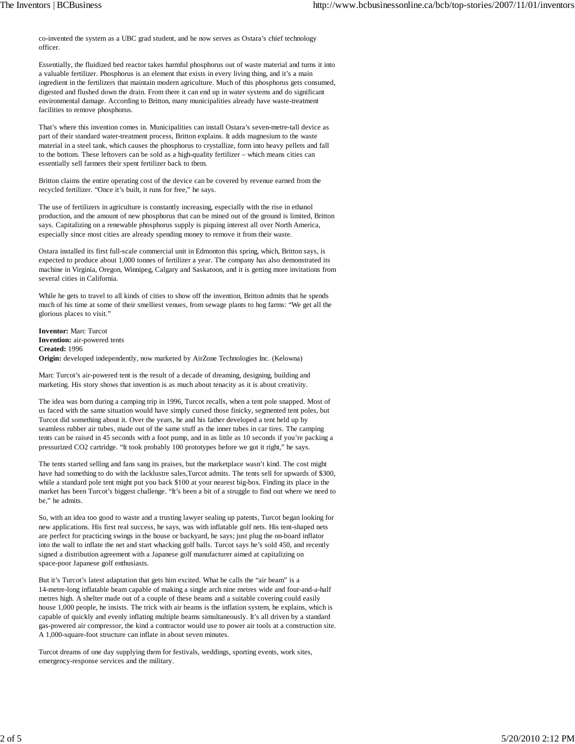co-invented the system as a UBC grad student, and he now serves as Ostara's chief technology officer.

Essentially, the fluidized bed reactor takes harmful phosphorus out of waste material and turns it into a valuable fertilizer. Phosphorus is an element that exists in every living thing, and it's a main ingredient in the fertilizers that maintain modern agriculture. Much of this phosphorus gets consumed, digested and flushed down the drain. From there it can end up in water systems and do significant environmental damage. According to Britton, many municipalities already have waste-treatment facilities to remove phosphorus.

That's where this invention comes in. Municipalities can install Ostara's seven-metre-tall device as part of their standard water-treatment process, Britton explains. It adds magnesium to the waste material in a steel tank, which causes the phosphorus to crystallize, form into heavy pellets and fall to the bottom. These leftovers can be sold as a high-quality fertilizer – which means cities can essentially sell farmers their spent fertilizer back to them.

Britton claims the entire operating cost of the device can be covered by revenue earned from the recycled fertilizer. "Once it's built, it runs for free," he says.

The use of fertilizers in agriculture is constantly increasing, especially with the rise in ethanol production, and the amount of new phosphorus that can be mined out of the ground is limited, Britton says. Capitalizing on a renewable phosphorus supply is piquing interest all over North America, especially since most cities are already spending money to remove it from their waste.

Ostara installed its first full-scale commercial unit in Edmonton this spring, which, Britton says, is expected to produce about 1,000 tonnes of fertilizer a year. The company has also demonstrated its machine in Virginia, Oregon, Winnipeg, Calgary and Saskatoon, and it is getting more invitations from several cities in California.

While he gets to travel to all kinds of cities to show off the invention, Britton admits that he spends much of his time at some of their smelliest venues, from sewage plants to hog farms: "We get all the glorious places to visit."

**Inventor:** Marc Turcot
**Invention:** air-powered tents
**Created:** 1996
**Origin:** developed independently, now marketed by AirZone Technologies Inc. (Kelowna)

Marc Turcot's air-powered tent is the result of a decade of dreaming, designing, building and marketing. His story shows that invention is as much about tenacity as it is about creativity.

The idea was born during a camping trip in 1996, Turcot recalls, when a tent pole snapped. Most of us faced with the same situation would have simply cursed those finicky, segmented tent poles, but Turcot did something about it. Over the years, he and his father developed a tent held up by seamless rubber air tubes, made out of the same stuff as the inner tubes in car tires. The camping tents can be raised in 45 seconds with a foot pump, and in as little as 10 seconds if you're packing a pressurized $CO_2$ cartridge. "It took probably 100 prototypes before we got it right," he says.

The tents started selling and fans sang its praises, but the marketplace wasn't kind. The cost might have had something to do with the lacklustre sales,Turcot admits. The tents sell for upwards of $300, while a standard pole tent might put you back $100 at your nearest big-box. Finding its place in the market has been Turcot's biggest challenge. "It's been a bit of a struggle to find out where we need to be," he admits.

So, with an idea too good to waste and a trusting lawyer sealing up patents, Turcot began looking for new applications. His first real success, he says, was with inflatable golf nets. His tent-shaped nets are perfect for practicing swings in the house or backyard, he says; just plug the on-board inflator into the wall to inflate the net and start whacking golf balls. Turcot says he's sold 450, and recently signed a distribution agreement with a Japanese golf manufacturer aimed at capitalizing on space-poor Japanese golf enthusiasts.

But it's Turcot's latest adaptation that gets him excited. What he calls the "air beam" is a 14-metre-long inflatable beam capable of making a single arch nine metres wide and four-and-a-half metres high. A shelter made out of a couple of these beams and a suitable covering could easily house 1,000 people, he insists. The trick with air beams is the inflation system, he explains, which is capable of quickly and evenly inflating multiple beams simultaneously. It's all driven by a standard gas-powered air compressor, the kind a contractor would use to power air tools at a construction site. A 1,000-square-foot structure can inflate in about seven minutes.

Turcot dreams of one day supplying them for festivals, weddings, sporting events, work sites, emergency-response services and the military.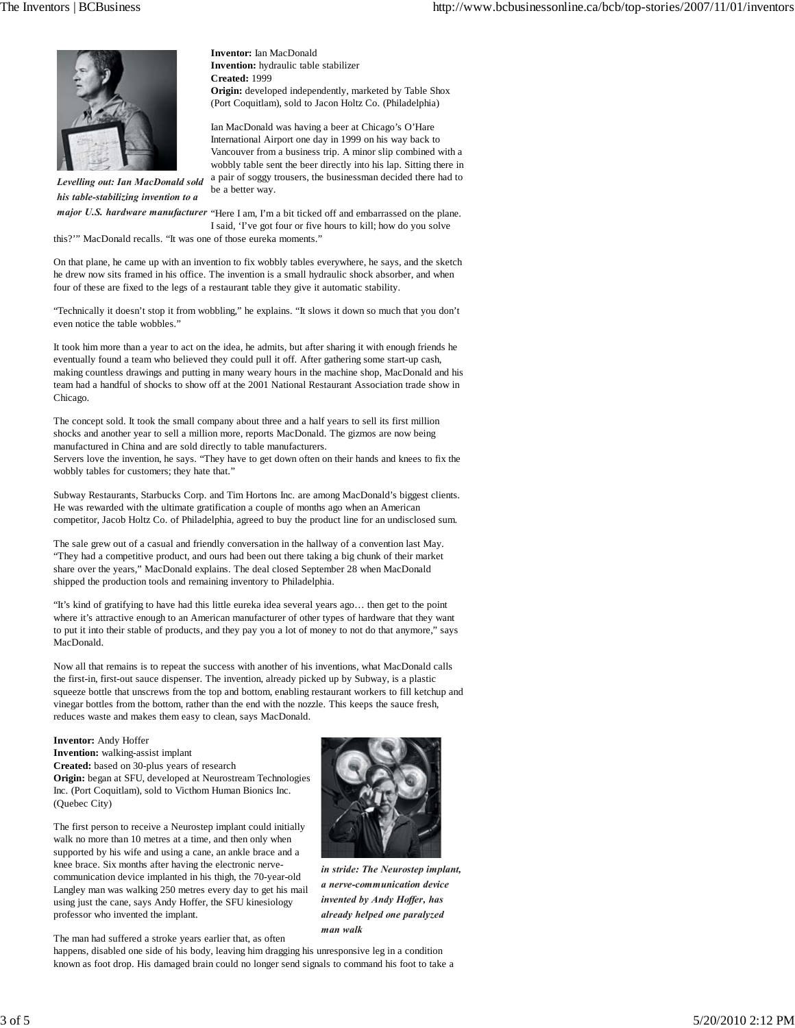*Levelling out: Ian MacDonald sold his table-stabilizing invention to a major U.S. hardware manufacturer*

**Inventor:** Ian MacDonald
**Invention:** hydraulic table stabilizer
**Created:** 1999
**Origin:** developed independently, marketed by Table Shox (Port Coquitlam), sold to Jacon Holtz Co. (Philadelphia)

Ian MacDonald was having a beer at Chicago's O'Hare International Airport one day in 1999 on his way back to Vancouver from a business trip. A minor slip combined with a wobbly table sent the beer directly into his lap. Sitting there in a pair of soggy trousers, the businessman decided there had to be a better way.

"Here I am, I'm a bit ticked off and embarrassed on the plane. I said, 'I've got four or five hours to kill; how do you solve this?'" MacDonald recalls. "It was one of those eureka moments."

On that plane, he came up with an invention to fix wobbly tables everywhere, he says, and the sketch he drew now sits framed in his office. The invention is a small hydraulic shock absorber, and when four of these are fixed to the legs of a restaurant table they give it automatic stability.

"Technically it doesn't stop it from wobbling," he explains. "It slows it down so much that you don't even notice the table wobbles."

It took him more than a year to act on the idea, he admits, but after sharing it with enough friends he eventually found a team who believed they could pull it off. After gathering some start-up cash, making countless drawings and putting in many weary hours in the machine shop, MacDonald and his team had a handful of shocks to show off at the 2001 National Restaurant Association trade show in Chicago.

The concept sold. It took the small company about three and a half years to sell its first million shocks and another year to sell a million more, reports MacDonald. The gizmos are now being manufactured in China and are sold directly to table manufacturers.
Servers love the invention, he says. "They have to get down often on their hands and knees to fix the wobbly tables for customers; they hate that."

Subway Restaurants, Starbucks Corp. and Tim Hortons Inc. are among MacDonald's biggest clients. He was rewarded with the ultimate gratification a couple of months ago when an American competitor, Jacob Holtz Co. of Philadelphia, agreed to buy the product line for an undisclosed sum.

The sale grew out of a casual and friendly conversation in the hallway of a convention last May. "They had a competitive product, and ours had been out there taking a big chunk of their market share over the years," MacDonald explains. The deal closed September 28 when MacDonald shipped the production tools and remaining inventory to Philadelphia.

"It's kind of gratifying to have had this little eureka idea several years ago… then get to the point where it's attractive enough to an American manufacturer of other types of hardware that they want to put it into their stable of products, and they pay you a lot of money to not do that anymore," says MacDonald.

Now all that remains is to repeat the success with another of his inventions, what MacDonald calls the first-in, first-out sauce dispenser. The invention, already picked up by Subway, is a plastic squeeze bottle that unscrews from the top and bottom, enabling restaurant workers to fill ketchup and vinegar bottles from the bottom, rather than the end with the nozzle. This keeps the sauce fresh, reduces waste and makes them easy to clean, says MacDonald.

**Inventor:** Andy Hoffer
**Invention:** walking-assist implant
**Created:** based on 30-plus years of research
**Origin:** began at SFU, developed at Neurostream Technologies Inc. (Port Coquitlam), sold to Victhom Human Bionics Inc. (Quebec City)

*in stride: The Neurostep implant, a nerve-communication device invented by Andy Hoffer, has already helped one paralyzed man walk*

The first person to receive a Neurostep implant could initially walk no more than 10 metres at a time, and then only when supported by his wife and using a cane, an ankle brace and a knee brace. Six months after having the electronic nerve-communication device implanted in his thigh, the 70-year-old Langley man was walking 250 metres every day to get his mail using just the cane, says Andy Hoffer, the SFU kinesiology professor who invented the implant.

The man had suffered a stroke years earlier that, as often happens, disabled one side of his body, leaving him dragging his unresponsive leg in a condition known as foot drop. His damaged brain could no longer send signals to command his foot to take a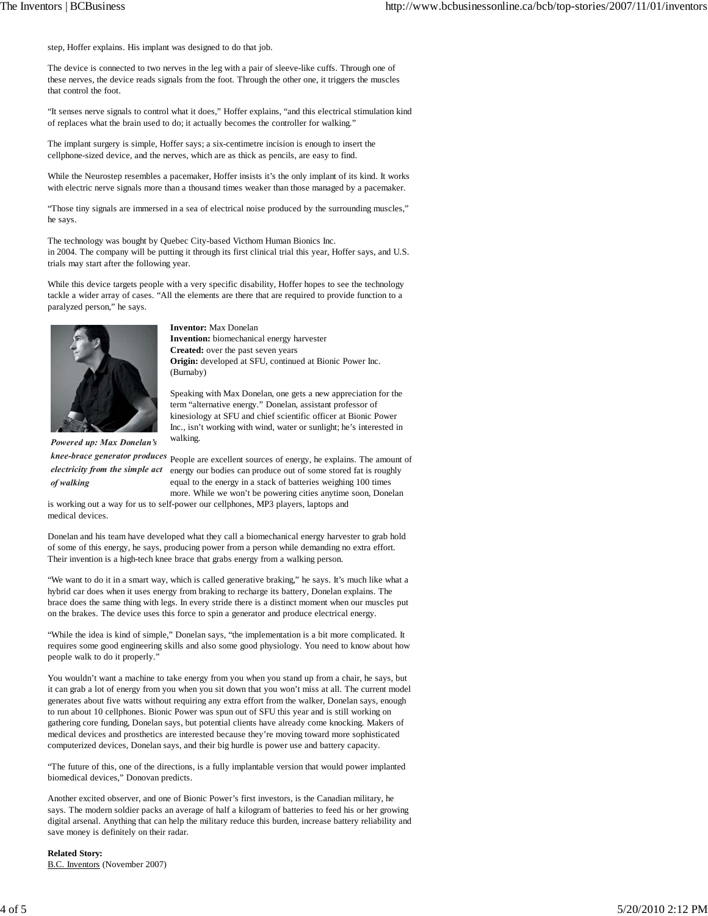step, Hoffer explains. His implant was designed to do that job.

The device is connected to two nerves in the leg with a pair of sleeve-like cuffs. Through one of these nerves, the device reads signals from the foot. Through the other one, it triggers the muscles that control the foot.

"It senses nerve signals to control what it does," Hoffer explains, "and this electrical stimulation kind of replaces what the brain used to do; it actually becomes the controller for walking."

The implant surgery is simple, Hoffer says; a six-centimetre incision is enough to insert the cellphone-sized device, and the nerves, which are as thick as pencils, are easy to find.

While the Neurostep resembles a pacemaker, Hoffer insists it's the only implant of its kind. It works with electric nerve signals more than a thousand times weaker than those managed by a pacemaker.

"Those tiny signals are immersed in a sea of electrical noise produced by the surrounding muscles," he says.

The technology was bought by Quebec City-based Victhom Human Bionics Inc. in 2004. The company will be putting it through its first clinical trial this year, Hoffer says, and U.S. trials may start after the following year.

While this device targets people with a very specific disability, Hoffer hopes to see the technology tackle a wider array of cases. "All the elements are there that are required to provide function to a paralyzed person," he says.

***Powered up: Max Donelan's knee-brace generator produces electricity from the simple act of walking***

**Inventor:** Max Donelan
**Invention:** biomechanical energy harvester
**Created:** over the past seven years
**Origin:** developed at SFU, continued at Bionic Power Inc. (Burnaby)

Speaking with Max Donelan, one gets a new appreciation for the term "alternative energy." Donelan, assistant professor of kinesiology at SFU and chief scientific officer at Bionic Power Inc., isn't working with wind, water or sunlight; he's interested in walking.

People are excellent sources of energy, he explains. The amount of energy our bodies can produce out of some stored fat is roughly equal to the energy in a stack of batteries weighing 100 times more. While we won't be powering cities anytime soon, Donelan is working out a way for us to self-power our cellphones, MP3 players, laptops and medical devices.

Donelan and his team have developed what they call a biomechanical energy harvester to grab hold of some of this energy, he says, producing power from a person while demanding no extra effort. Their invention is a high-tech knee brace that grabs energy from a walking person.

"We want to do it in a smart way, which is called generative braking," he says. It's much like what a hybrid car does when it uses energy from braking to recharge its battery, Donelan explains. The brace does the same thing with legs. In every stride there is a distinct moment when our muscles put on the brakes. The device uses this force to spin a generator and produce electrical energy.

"While the idea is kind of simple," Donelan says, "the implementation is a bit more complicated. It requires some good engineering skills and also some good physiology. You need to know about how people walk to do it properly."

You wouldn't want a machine to take energy from you when you stand up from a chair, he says, but it can grab a lot of energy from you when you sit down that you won't miss at all. The current model generates about five watts without requiring any extra effort from the walker, Donelan says, enough to run about 10 cellphones. Bionic Power was spun out of SFU this year and is still working on gathering core funding, Donelan says, but potential clients have already come knocking. Makers of medical devices and prosthetics are interested because they're moving toward more sophisticated computerized devices, Donelan says, and their big hurdle is power use and battery capacity.

"The future of this, one of the directions, is a fully implantable version that would power implanted biomedical devices," Donovan predicts.

Another excited observer, and one of Bionic Power's first investors, is the Canadian military, he says. The modern soldier packs an average of half a kilogram of batteries to feed his or her growing digital arsenal. Anything that can help the military reduce this burden, increase battery reliability and save money is definitely on their radar.

**Related Story:**
B.C. Inventors (November 2007)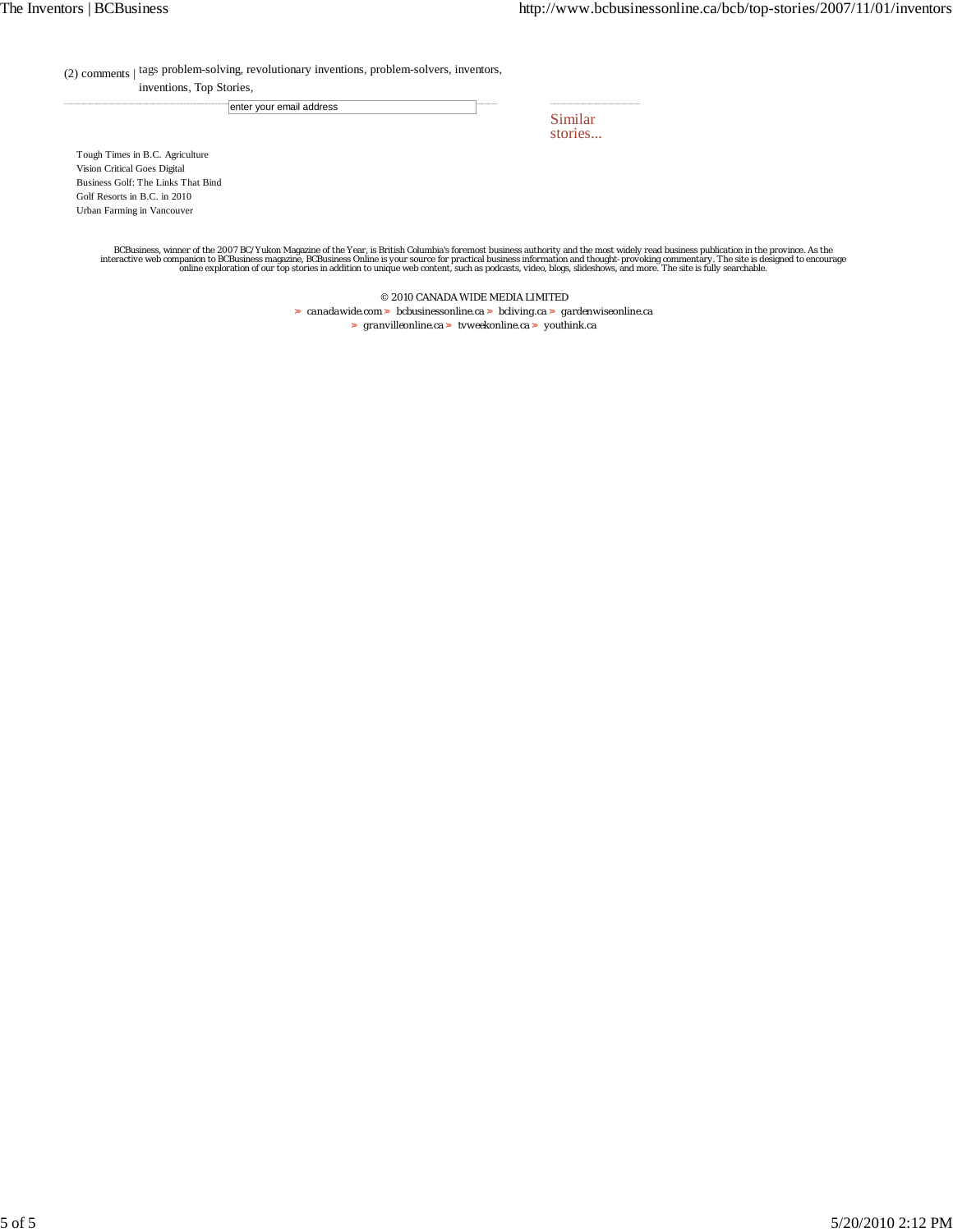(2) comments | tags problem-solving, revolutionary inventions, problem-solvers, inventors, inventions, Top Stories,

enter your email address

Similar stories...

Tough Times in B.C. Agriculture
Vision Critical Goes Digital
Business Golf: The Links That Bind
Golf Resorts in B.C. in 2010
Urban Farming in Vancouver

BCBusiness, winner of the 2007 BC/Yukon Magazine of the Year, is British Columbia's foremost business authority and the most widely read business publication in the province. As the interactive web companion to BCBusiness magazine, BCBusiness Online is your source for practical business information and thought-provoking commentary. The site is designed to encourage online exploration of our top stories in addition to unique web content, such as podcasts, video, blogs, slideshows, and more. The site is fully searchable.

© 2010 CANADA WIDE MEDIA LIMITED

canadawide.com | bcbusinessonline.ca | bcliving.ca | gardenwiseonline.ca | granvilleonline.ca | tvweekonline.ca | youthink.ca